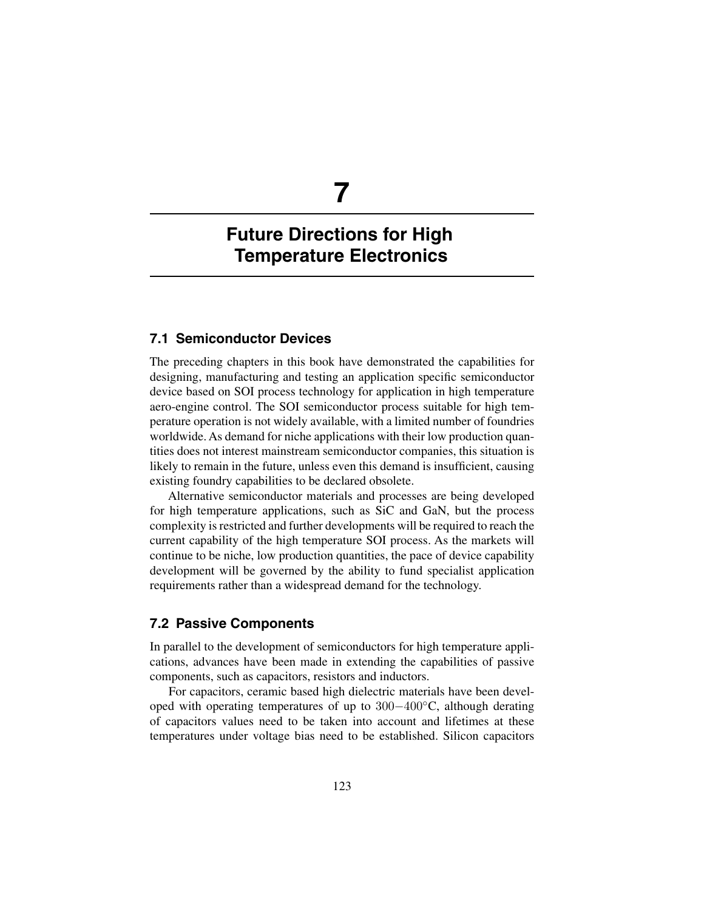# 7

# Future Directions for High Temperature Electronics

## 7.1 Semiconductor Devices

The preceding chapters in this book have demonstrated the capabilities for designing, manufacturing and testing an application specific semiconductor device based on SOI process technology for application in high temperature aero-engine control. The SOI semiconductor process suitable for high temperature operation is not widely available, with a limited number of foundries worldwide. As demand for niche applications with their low production quantities does not interest mainstream semiconductor companies, this situation is likely to remain in the future, unless even this demand is insufficient, causing existing foundry capabilities to be declared obsolete.

Alternative semiconductor materials and processes are being developed for high temperature applications, such as SiC and GaN, but the process complexity is restricted and further developments will be required to reach the current capability of the high temperature SOI process. As the markets will continue to be niche, low production quantities, the pace of device capability development will be governed by the ability to fund specialist application requirements rather than a widespread demand for the technology.

## 7.2 Passive Components

In parallel to the development of semiconductors for high temperature applications, advances have been made in extending the capabilities of passive components, such as capacitors, resistors and inductors.

For capacitors, ceramic based high dielectric materials have been developed with operating temperatures of up to $300-400°$C, although derating of capacitors values need to be taken into account and lifetimes at these temperatures under voltage bias need to be established. Silicon capacitors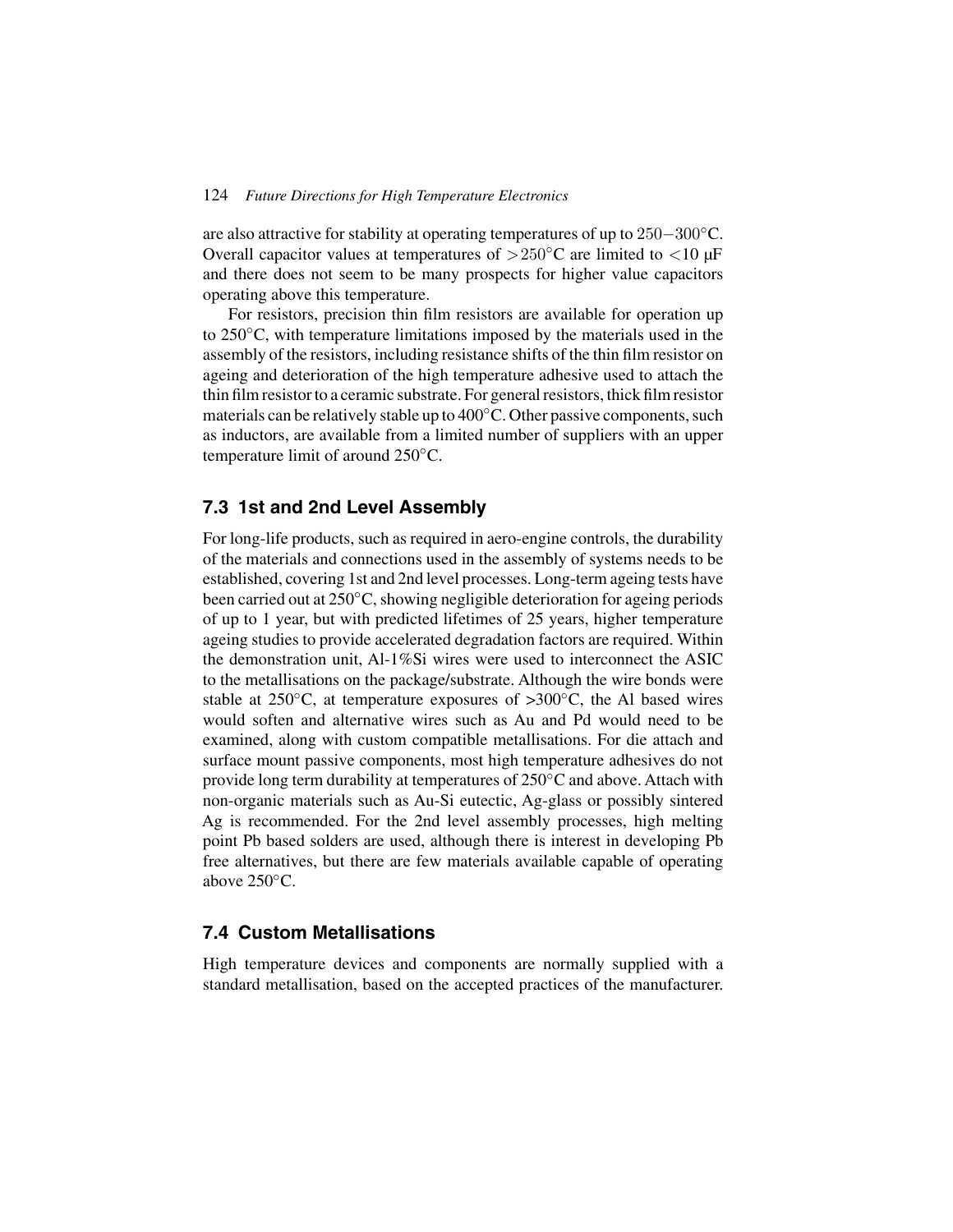are also attractive for stability at operating temperatures of up to 250−300°C. Overall capacitor values at temperatures of >250°C are limited to <10 μF and there does not seem to be many prospects for higher value capacitors operating above this temperature.

For resistors, precision thin film resistors are available for operation up to 250°C, with temperature limitations imposed by the materials used in the assembly of the resistors, including resistance shifts of the thin film resistor on ageing and deterioration of the high temperature adhesive used to attach the thin film resistor to a ceramic substrate. For general resistors, thick film resistor materials can be relatively stable up to 400°C. Other passive components, such as inductors, are available from a limited number of suppliers with an upper temperature limit of around 250°C.

## 7.3 1st and 2nd Level Assembly

For long-life products, such as required in aero-engine controls, the durability of the materials and connections used in the assembly of systems needs to be established, covering 1st and 2nd level processes. Long-term ageing tests have been carried out at 250°C, showing negligible deterioration for ageing periods of up to 1 year, but with predicted lifetimes of 25 years, higher temperature ageing studies to provide accelerated degradation factors are required. Within the demonstration unit, Al-1%Si wires were used to interconnect the ASIC to the metallisations on the package/substrate. Although the wire bonds were stable at 250°C, at temperature exposures of >300°C, the Al based wires would soften and alternative wires such as Au and Pd would need to be examined, along with custom compatible metallisations. For die attach and surface mount passive components, most high temperature adhesives do not provide long term durability at temperatures of 250°C and above. Attach with non-organic materials such as Au-Si eutectic, Ag-glass or possibly sintered Ag is recommended. For the 2nd level assembly processes, high melting point Pb based solders are used, although there is interest in developing Pb free alternatives, but there are few materials available capable of operating above 250°C.

## 7.4 Custom Metallisations

High temperature devices and components are normally supplied with a standard metallisation, based on the accepted practices of the manufacturer.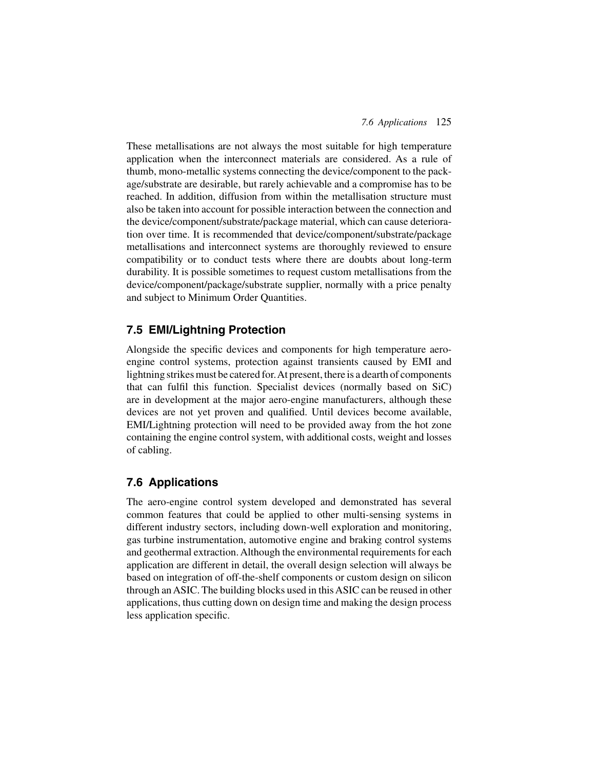These metallisations are not always the most suitable for high temperature application when the interconnect materials are considered. As a rule of thumb, mono-metallic systems connecting the device/component to the package/substrate are desirable, but rarely achievable and a compromise has to be reached. In addition, diffusion from within the metallisation structure must also be taken into account for possible interaction between the connection and the device/component/substrate/package material, which can cause deterioration over time. It is recommended that device/component/substrate/package metallisations and interconnect systems are thoroughly reviewed to ensure compatibility or to conduct tests where there are doubts about long-term durability. It is possible sometimes to request custom metallisations from the device/component/package/substrate supplier, normally with a price penalty and subject to Minimum Order Quantities.

## 7.5 EMI/Lightning Protection

Alongside the specific devices and components for high temperature aero-engine control systems, protection against transients caused by EMI and lightning strikes must be catered for. At present, there is a dearth of components that can fulfil this function. Specialist devices (normally based on SiC) are in development at the major aero-engine manufacturers, although these devices are not yet proven and qualified. Until devices become available, EMI/Lightning protection will need to be provided away from the hot zone containing the engine control system, with additional costs, weight and losses of cabling.

## 7.6 Applications

The aero-engine control system developed and demonstrated has several common features that could be applied to other multi-sensing systems in different industry sectors, including down-well exploration and monitoring, gas turbine instrumentation, automotive engine and braking control systems and geothermal extraction. Although the environmental requirements for each application are different in detail, the overall design selection will always be based on integration of off-the-shelf components or custom design on silicon through an ASIC. The building blocks used in this ASIC can be reused in other applications, thus cutting down on design time and making the design process less application specific.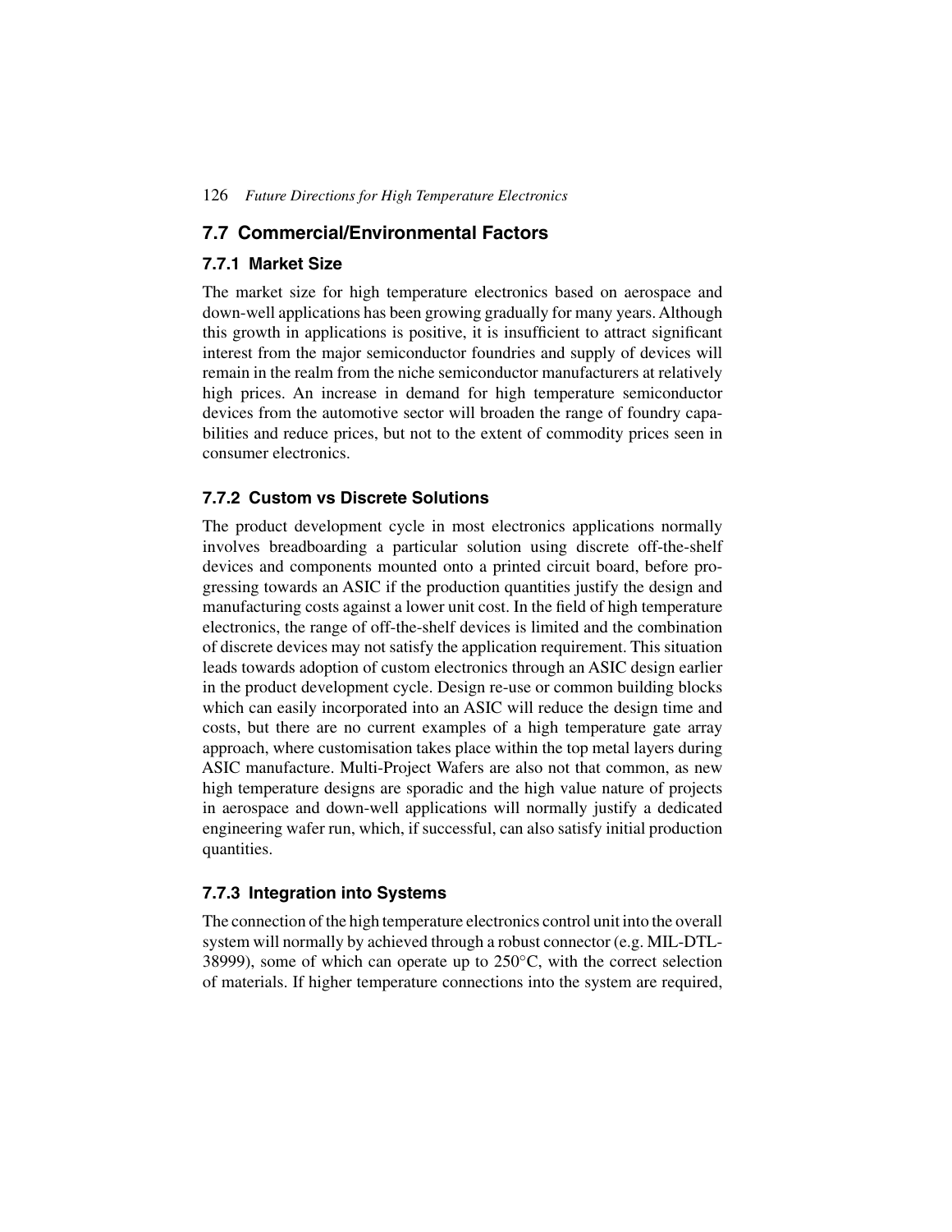## 7.7 Commercial/Environmental Factors

### 7.7.1 Market Size

The market size for high temperature electronics based on aerospace and down-well applications has been growing gradually for many years. Although this growth in applications is positive, it is insufficient to attract significant interest from the major semiconductor foundries and supply of devices will remain in the realm from the niche semiconductor manufacturers at relatively high prices. An increase in demand for high temperature semiconductor devices from the automotive sector will broaden the range of foundry capabilities and reduce prices, but not to the extent of commodity prices seen in consumer electronics.

### 7.7.2 Custom vs Discrete Solutions

The product development cycle in most electronics applications normally involves breadboarding a particular solution using discrete off-the-shelf devices and components mounted onto a printed circuit board, before progressing towards an ASIC if the production quantities justify the design and manufacturing costs against a lower unit cost. In the field of high temperature electronics, the range of off-the-shelf devices is limited and the combination of discrete devices may not satisfy the application requirement. This situation leads towards adoption of custom electronics through an ASIC design earlier in the product development cycle. Design re-use or common building blocks which can easily incorporated into an ASIC will reduce the design time and costs, but there are no current examples of a high temperature gate array approach, where customisation takes place within the top metal layers during ASIC manufacture. Multi-Project Wafers are also not that common, as new high temperature designs are sporadic and the high value nature of projects in aerospace and down-well applications will normally justify a dedicated engineering wafer run, which, if successful, can also satisfy initial production quantities.

### 7.7.3 Integration into Systems

The connection of the high temperature electronics control unit into the overall system will normally by achieved through a robust connector (e.g. MIL-DTL-38999), some of which can operate up to 250°C, with the correct selection of materials. If higher temperature connections into the system are required,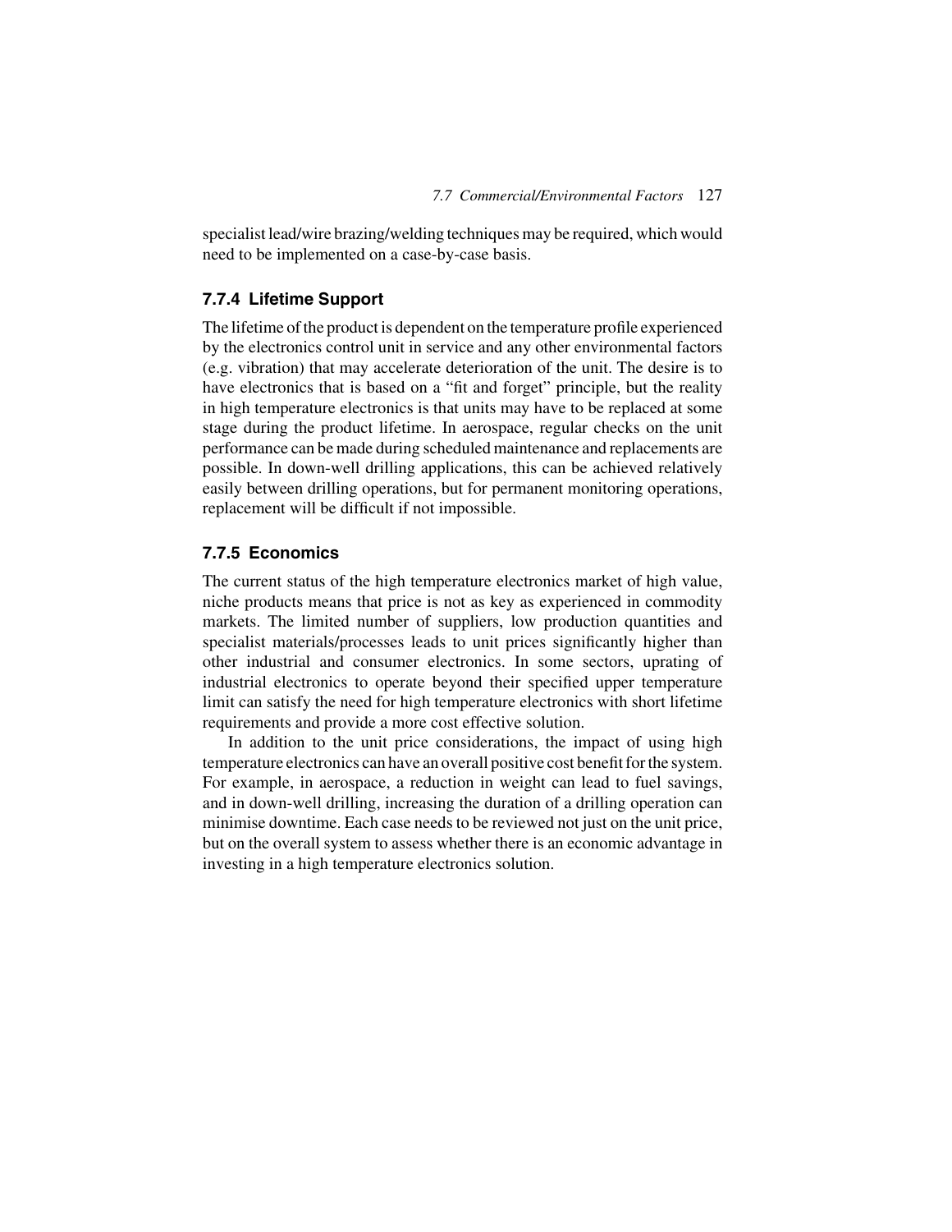specialist lead/wire brazing/welding techniques may be required, which would need to be implemented on a case-by-case basis.

### 7.7.4 Lifetime Support

The lifetime of the product is dependent on the temperature profile experienced by the electronics control unit in service and any other environmental factors (e.g. vibration) that may accelerate deterioration of the unit. The desire is to have electronics that is based on a "fit and forget" principle, but the reality in high temperature electronics is that units may have to be replaced at some stage during the product lifetime. In aerospace, regular checks on the unit performance can be made during scheduled maintenance and replacements are possible. In down-well drilling applications, this can be achieved relatively easily between drilling operations, but for permanent monitoring operations, replacement will be difficult if not impossible.

### 7.7.5 Economics

The current status of the high temperature electronics market of high value, niche products means that price is not as key as experienced in commodity markets. The limited number of suppliers, low production quantities and specialist materials/processes leads to unit prices significantly higher than other industrial and consumer electronics. In some sectors, uprating of industrial electronics to operate beyond their specified upper temperature limit can satisfy the need for high temperature electronics with short lifetime requirements and provide a more cost effective solution.

In addition to the unit price considerations, the impact of using high temperature electronics can have an overall positive cost benefit for the system. For example, in aerospace, a reduction in weight can lead to fuel savings, and in down-well drilling, increasing the duration of a drilling operation can minimise downtime. Each case needs to be reviewed not just on the unit price, but on the overall system to assess whether there is an economic advantage in investing in a high temperature electronics solution.